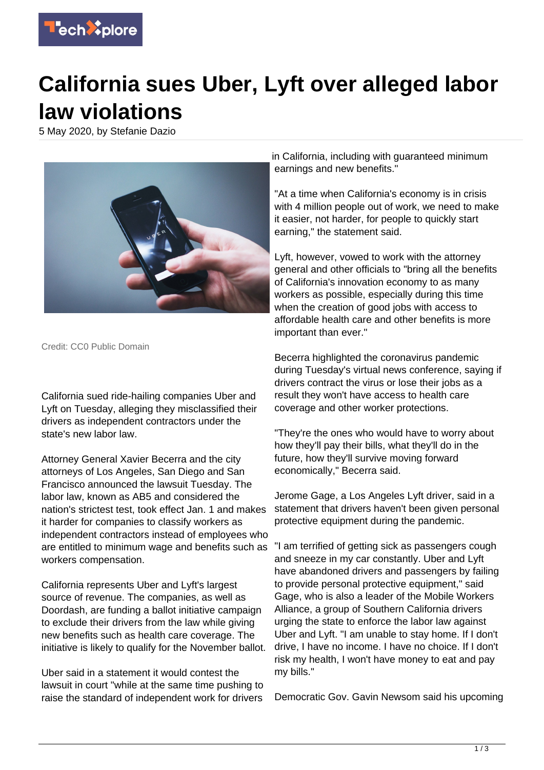# California sues Uber, Lyft over alleged labor law violations

5 May 2020, by Stefanie Dazio

Credit: CC0 Public Domain

California sued ride-hailing companies Uber and Lyft on Tuesday, alleging they misclassified their drivers as independent contractors under the state's new labor law.

Attorney General Xavier Becerra and the city attorneys of Los Angeles, San Diego and San Francisco announced the lawsuit Tuesday. The labor law, known as AB5 and considered the nation's strictest test, took effect Jan. 1 and makes it harder for companies to classify workers as independent contractors instead of employees who are entitled to minimum wage and benefits such as workers compensation.

California represents Uber and Lyft's largest source of revenue. The companies, as well as Doordash, are funding a ballot initiative campaign to exclude their drivers from the law while giving new benefits such as health care coverage. The initiative is likely to qualify for the November ballot.

Uber said in a statement it would contest the lawsuit in court "while at the same time pushing to raise the standard of independent work for drivers in California, including with guaranteed minimum earnings and new benefits."

"At a time when California's economy is in crisis with 4 million people out of work, we need to make it easier, not harder, for people to quickly start earning," the statement said.

Lyft, however, vowed to work with the attorney general and other officials to "bring all the benefits of California's innovation economy to as many workers as possible, especially during this time when the creation of good jobs with access to affordable health care and other benefits is more important than ever."

Becerra highlighted the coronavirus pandemic during Tuesday's virtual news conference, saying if drivers contract the virus or lose their jobs as a result they won't have access to health care coverage and other worker protections.

"They're the ones who would have to worry about how they'll pay their bills, what they'll do in the future, how they'll survive moving forward economically," Becerra said.

Jerome Gage, a Los Angeles Lyft driver, said in a statement that drivers haven't been given personal protective equipment during the pandemic.

"I am terrified of getting sick as passengers cough and sneeze in my car constantly. Uber and Lyft have abandoned drivers and passengers by failing to provide personal protective equipment," said Gage, who is also a leader of the Mobile Workers Alliance, a group of Southern California drivers urging the state to enforce the labor law against Uber and Lyft. "I am unable to stay home. If I don't drive, I have no income. I have no choice. If I don't risk my health, I won't have money to eat and pay my bills."

Democratic Gov. Gavin Newsom said his upcoming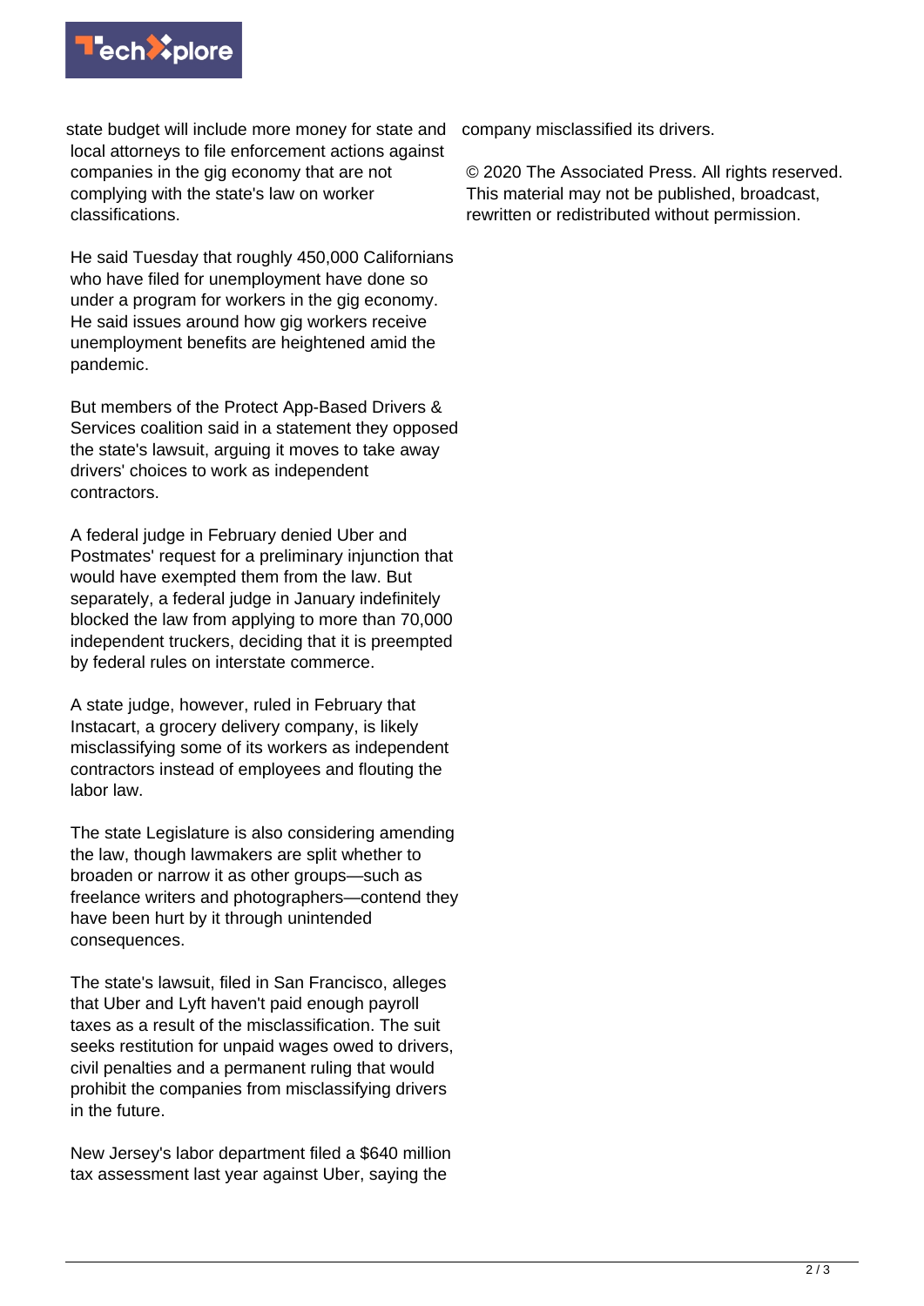state budget will include more money for state and local attorneys to file enforcement actions against companies in the gig economy that are not complying with the state's law on worker classifications.

He said Tuesday that roughly 450,000 Californians who have filed for unemployment have done so under a program for workers in the gig economy. He said issues around how gig workers receive unemployment benefits are heightened amid the pandemic.

But members of the Protect App-Based Drivers & Services coalition said in a statement they opposed the state's lawsuit, arguing it moves to take away drivers' choices to work as independent contractors.

A federal judge in February denied Uber and Postmates' request for a preliminary injunction that would have exempted them from the law. But separately, a federal judge in January indefinitely blocked the law from applying to more than 70,000 independent truckers, deciding that it is preempted by federal rules on interstate commerce.

A state judge, however, ruled in February that Instacart, a grocery delivery company, is likely misclassifying some of its workers as independent contractors instead of employees and flouting the labor law.

The state Legislature is also considering amending the law, though lawmakers are split whether to broaden or narrow it as other groups—such as freelance writers and photographers—contend they have been hurt by it through unintended consequences.

The state's lawsuit, filed in San Francisco, alleges that Uber and Lyft haven't paid enough payroll taxes as a result of the misclassification. The suit seeks restitution for unpaid wages owed to drivers, civil penalties and a permanent ruling that would prohibit the companies from misclassifying drivers in the future.

New Jersey's labor department filed a $640 million tax assessment last year against Uber, saying the company misclassified its drivers.

© 2020 The Associated Press. All rights reserved. This material may not be published, broadcast, rewritten or redistributed without permission.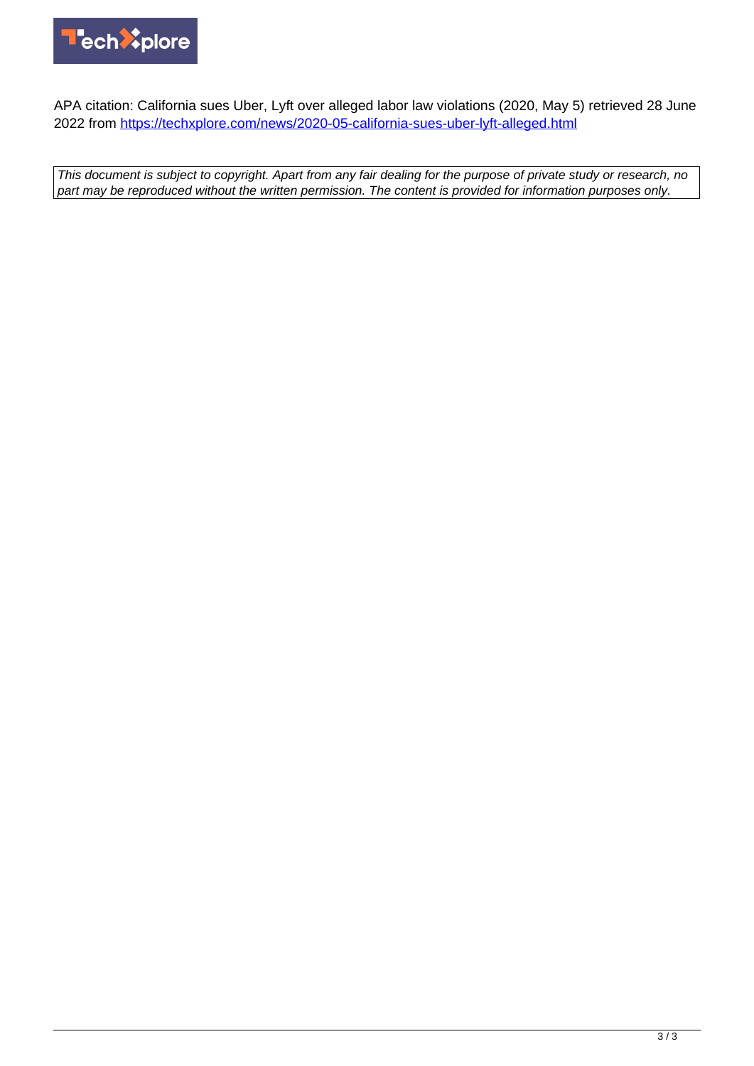APA citation: California sues Uber, Lyft over alleged labor law violations (2020, May 5) retrieved 28 June 2022 from https://techxplore.com/news/2020-05-california-sues-uber-lyft-alleged.html

*This document is subject to copyright. Apart from any fair dealing for the purpose of private study or research, no part may be reproduced without the written permission. The content is provided for information purposes only.*